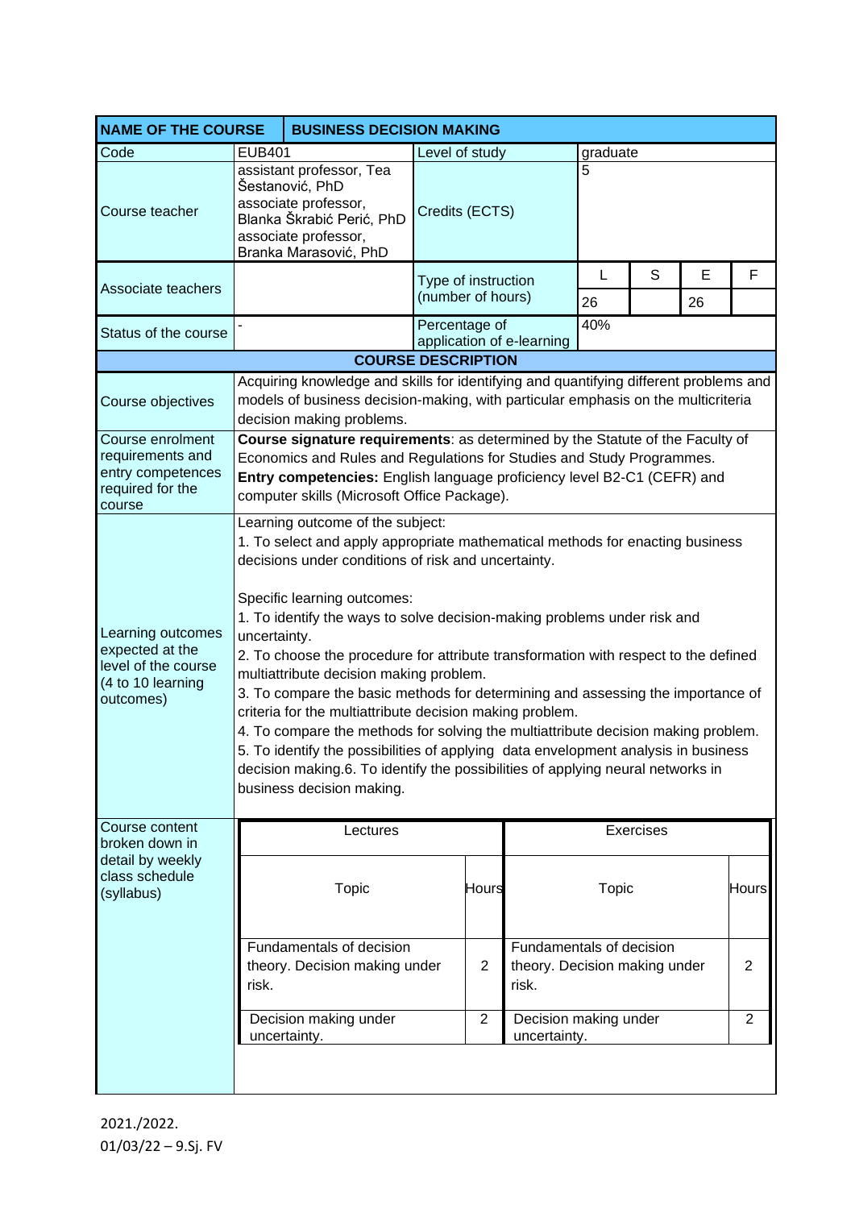| NAME OF THE COURSE | BUSINESS DECISION MAKING | | | | | |
|---|---|---|---|---|---|---|
| Code | EUB401 | Level of study | graduate | | | |
| Course teacher | assistant professor, Tea Šestanović, PhD<br>associate professor, Blanka Škrabić Perić, PhD<br>associate professor, Branka Marasović, PhD | Credits (ECTS) | 5 | | | |
| Associate teachers | | Type of instruction (number of hours) | L | S | E | F |
| | | | 26 | | 26 | |
| Status of the course | - | Percentage of application of e-learning | 40% | | | |

**COURSE DESCRIPTION**

| | |
|---|---|
| Course objectives | Acquiring knowledge and skills for identifying and quantifying different problems and models of business decision-making, with particular emphasis on the multicriteria decision making problems. |
| Course enrolment requirements and entry competences required for the course | **Course signature requirements**: as determined by the Statute of the Faculty of Economics and Rules and Regulations for Studies and Study Programmes.<br>**Entry competencies:** English language proficiency level B2-C1 (CEFR) and computer skills (Microsoft Office Package). |
| Learning outcomes expected at the level of the course (4 to 10 learning outcomes) | Learning outcome of the subject:<br>1. To select and apply appropriate mathematical methods for enacting business decisions under conditions of risk and uncertainty.<br><br>Specific learning outcomes:<br>1. To identify the ways to solve decision-making problems under risk and uncertainty.<br>2. To choose the procedure for attribute transformation with respect to the defined multiattribute decision making problem.<br>3. To compare the basic methods for determining and assessing the importance of criteria for the multiattribute decision making problem.<br>4. To compare the methods for solving the multiattribute decision making problem.<br>5. To identify the possibilities of applying data envelopment analysis in business decision making.6. To identify the possibilities of applying neural networks in business decision making. |

Course content broken down in detail by weekly class schedule (syllabus)

| Lectures | | Exercises | |
|---|---|---|---|
| Topic | Hours | Topic | Hours |
| Fundamentals of decision theory. Decision making under risk. | 2 | Fundamentals of decision theory. Decision making under risk. | 2 |
| Decision making under uncertainty. | 2 | Decision making under uncertainty. | 2 |

2021./2022.
01/03/22 – 9.Sj. FV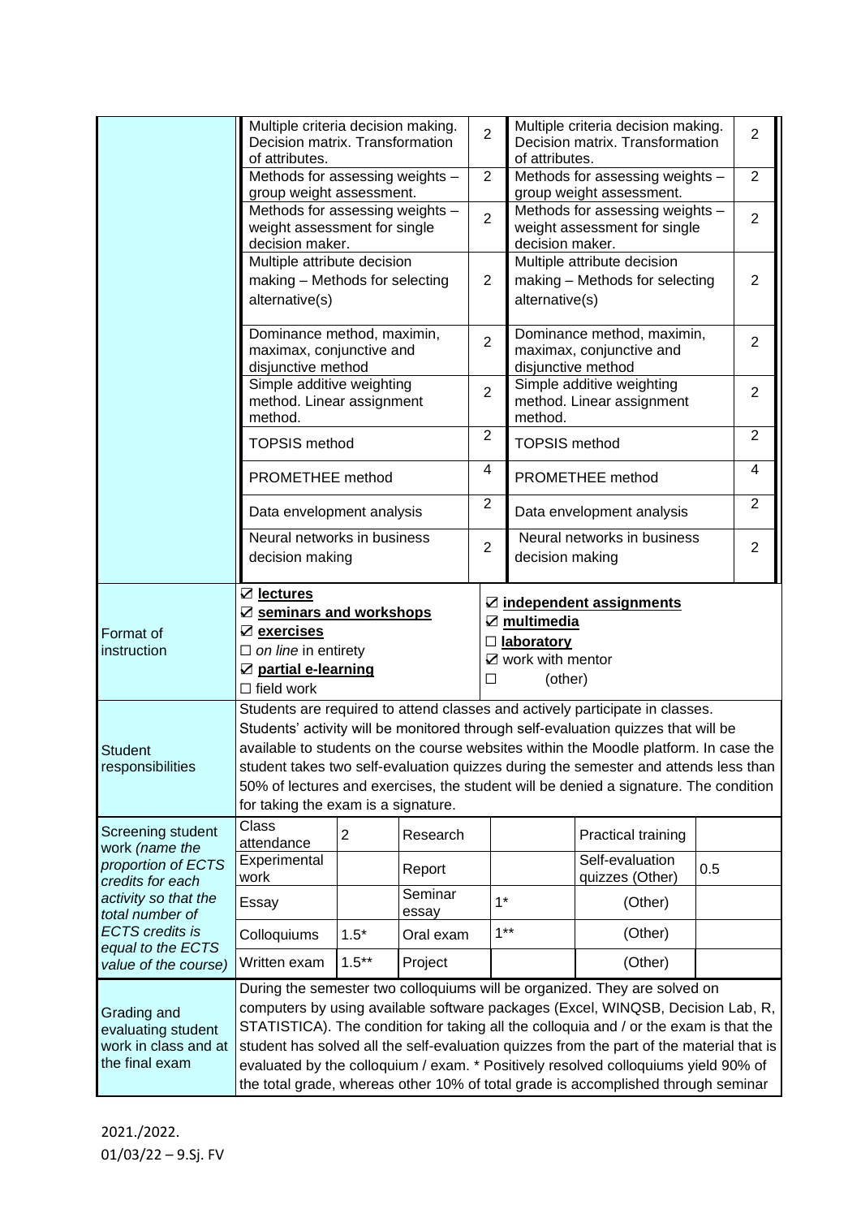| | Lectures | Hours | Exercises | Hours |
|---|---|---|---|---|
| | Multiple criteria decision making. Decision matrix. Transformation of attributes. | 2 | Multiple criteria decision making. Decision matrix. Transformation of attributes. | 2 |
| | Methods for assessing weights – group weight assessment. | 2 | Methods for assessing weights – group weight assessment. | 2 |
| | Methods for assessing weights – weight assessment for single decision maker. | 2 | Methods for assessing weights – weight assessment for single decision maker. | 2 |
| | Multiple attribute decision making – Methods for selecting alternative(s) | 2 | Multiple attribute decision making – Methods for selecting alternative(s) | 2 |
| | Dominance method, maximin, maximax, conjunctive and disjunctive method | 2 | Dominance method, maximin, maximax, conjunctive and disjunctive method | 2 |
| | Simple additive weighting method. Linear assignment method. | 2 | Simple additive weighting method. Linear assignment method. | 2 |
| | TOPSIS method | 2 | TOPSIS method | 2 |
| | PROMETHEE method | 4 | PROMETHEE method | 4 |
| | Data envelopment analysis | 2 | Data envelopment analysis | 2 |
| | Neural networks in business decision making | 2 | Neural networks in business decision making | 2 |

| | | |
|---|---|---|
| Format of instruction | ☑ **lectures**<br>☑ **seminars and workshops**<br>☑ **exercises**<br>☐ *on line* in entirety<br>☑ **partial e-learning**<br>☐ field work | ☑ **independent assignments**<br>☑ **multimedia**<br>☐ **laboratory**<br>☑ work with mentor<br>☐ (other) |
| Student responsibilities | Students are required to attend classes and actively participate in classes. Students' activity will be monitored through self-evaluation quizzes that will be available to students on the course websites within the Moodle platform. In case the student takes two self-evaluation quizzes during the semester and attends less than 50% of lectures and exercises, the student will be denied a signature. The condition for taking the exam is a signature. | |

| Screening student work *(name the proportion of ECTS credits for each activity so that the total number of ECTS credits is equal to the ECTS value of the course)* | | | | | |
|---|---|---|---|---|---|
| Class attendance | 2 | Research | | Practical training | |
| Experimental work | | Report | | Self-evaluation quizzes (Other) | 0.5 |
| Essay | | Seminar essay | 1* | (Other) | |
| Colloquiums | 1.5* | Oral exam | 1** | (Other) | |
| Written exam | 1.5** | Project | | (Other) | |

| | |
|---|---|
| Grading and evaluating student work in class and at the final exam | During the semester two colloquiums will be organized. They are solved on computers by using available software packages (Excel, WINQSB, Decision Lab, R, STATISTICA). The condition for taking all the colloquia and / or the exam is that the student has solved all the self-evaluation quizzes from the part of the material that is evaluated by the colloquium / exam. * Positively resolved colloquiums yield 90% of the total grade, whereas other 10% of total grade is accomplished through seminar |

2021./2022.
01/03/22 – 9.Sj. FV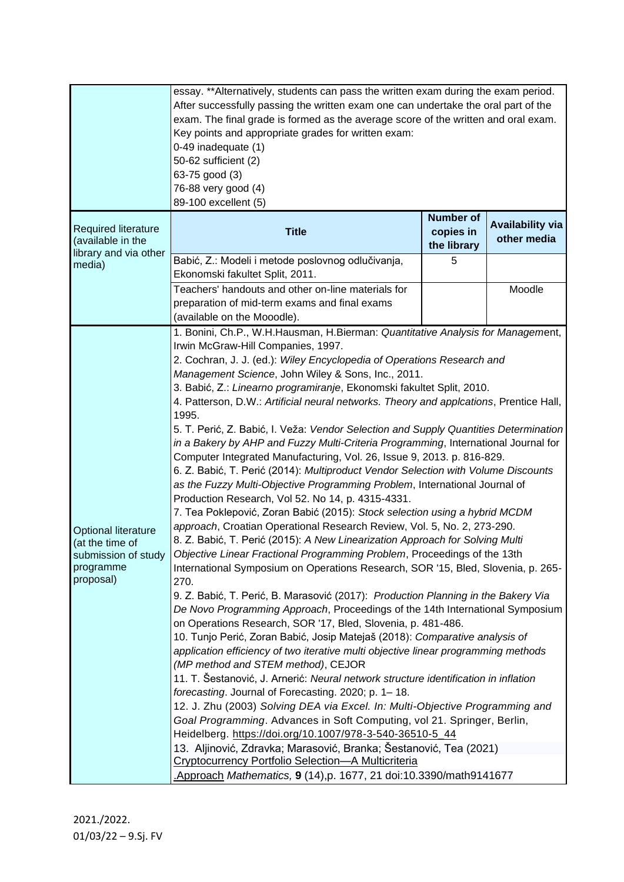| | | | |
|---|---|---|---|
| | essay. **Alternatively, students can pass the written exam during the exam period. After successfully passing the written exam one can undertake the oral part of the exam. The final grade is formed as the average score of the written and oral exam. Key points and appropriate grades for written exam:<br>0-49 inadequate (1)<br>50-62 sufficient (2)<br>63-75 good (3)<br>76-88 very good (4)<br>89-100 excellent (5) | | |
| Required literature (available in the library and via other media) | **Title** | **Number of copies in the library** | **Availability via other media** |
| | Babić, Z.: Modeli i metode poslovnog odlučivanja, Ekonomski fakultet Split, 2011. | 5 | |
| | Teachers' handouts and other on-line materials for preparation of mid-term exams and final exams (available on the Mooodle). | | Moodle |
| Optional literature (at the time of submission of study programme proposal) | 1. Bonini, Ch.P., W.H.Hausman, H.Bierman: *Quantitative Analysis for Management*, Irwin McGraw-Hill Companies, 1997.<br>2. Cochran, J. J. (ed.): *Wiley Encyclopedia of Operations Research and Management Science*, John Wiley & Sons, Inc., 2011.<br>3. Babić, Z.: *Linearno programiranje*, Ekonomski fakultet Split, 2010.<br>4. Patterson, D.W.: *Artificial neural networks. Theory and applcations*, Prentice Hall, 1995.<br>5. T. Perić, Z. Babić, I. Veža: *Vendor Selection and Supply Quantities Determination in a Bakery by AHP and Fuzzy Multi-Criteria Programming*, International Journal for Computer Integrated Manufacturing, Vol. 26, Issue 9, 2013. p. 816-829.<br>6. Z. Babić, T. Perić (2014): *Multiproduct Vendor Selection with Volume Discounts as the Fuzzy Multi-Objective Programming Problem*, International Journal of Production Research, Vol 52. No 14, p. 4315-4331.<br>7. Tea Poklepović, Zoran Babić (2015): *Stock selection using a hybrid MCDM approach*, Croatian Operational Research Review, Vol. 5, No. 2, 273-290.<br>8. Z. Babić, T. Perić (2015): *A New Linearization Approach for Solving Multi Objective Linear Fractional Programming Problem*, Proceedings of the 13th International Symposium on Operations Research, SOR '15, Bled, Slovenia, p. 265-270.<br>9. Z. Babić, T. Perić, B. Marasović (2017): *Production Planning in the Bakery Via De Novo Programming Approach*, Proceedings of the 14th International Symposium on Operations Research, SOR '17, Bled, Slovenia, p. 481-486.<br>10. Tunjo Perić, Zoran Babić, Josip Matejaš (2018): *Comparative analysis of application efficiency of two iterative multi objective linear programming methods (MP method and STEM method)*, CEJOR<br>11. T. Šestanović, J. Arnerić: *Neural network structure identification in inflation forecasting*. Journal of Forecasting. 2020; p. 1– 18.<br>12. J. Zhu (2003) *Solving DEA via Excel. In: Multi-Objective Programming and Goal Programming*. Advances in Soft Computing, vol 21. Springer, Berlin, Heidelberg. https://doi.org/10.1007/978-3-540-36510-5_44<br>13. Aljinović, Zdravka; Marasović, Branka; Šestanović, Tea (2021) Cryptocurrency Portfolio Selection—A Multicriteria .Approach *Mathematics,* **9** (14),p. 1677, 21 doi:10.3390/math9141677 | | |

2021./2022.
01/03/22 – 9.Sj. FV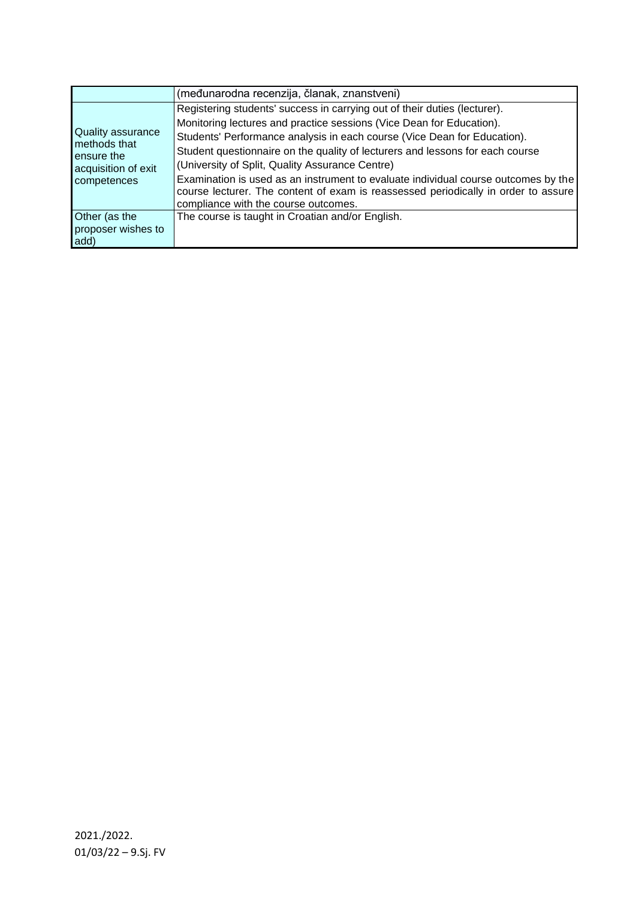| | |
|---|---|
| | (međunarodna recenzija, članak, znanstveni) |
| Quality assurance methods that ensure the acquisition of exit competences | Registering students' success in carrying out of their duties (lecturer).<br>Monitoring lectures and practice sessions (Vice Dean for Education).<br>Students' Performance analysis in each course (Vice Dean for Education).<br>Student questionnaire on the quality of lecturers and lessons for each course (University of Split, Quality Assurance Centre)<br>Examination is used as an instrument to evaluate individual course outcomes by the course lecturer. The content of exam is reassessed periodically in order to assure compliance with the course outcomes. |
| Other (as the proposer wishes to add) | The course is taught in Croatian and/or English. |

2021./2022.
01/03/22 – 9.Sj. FV